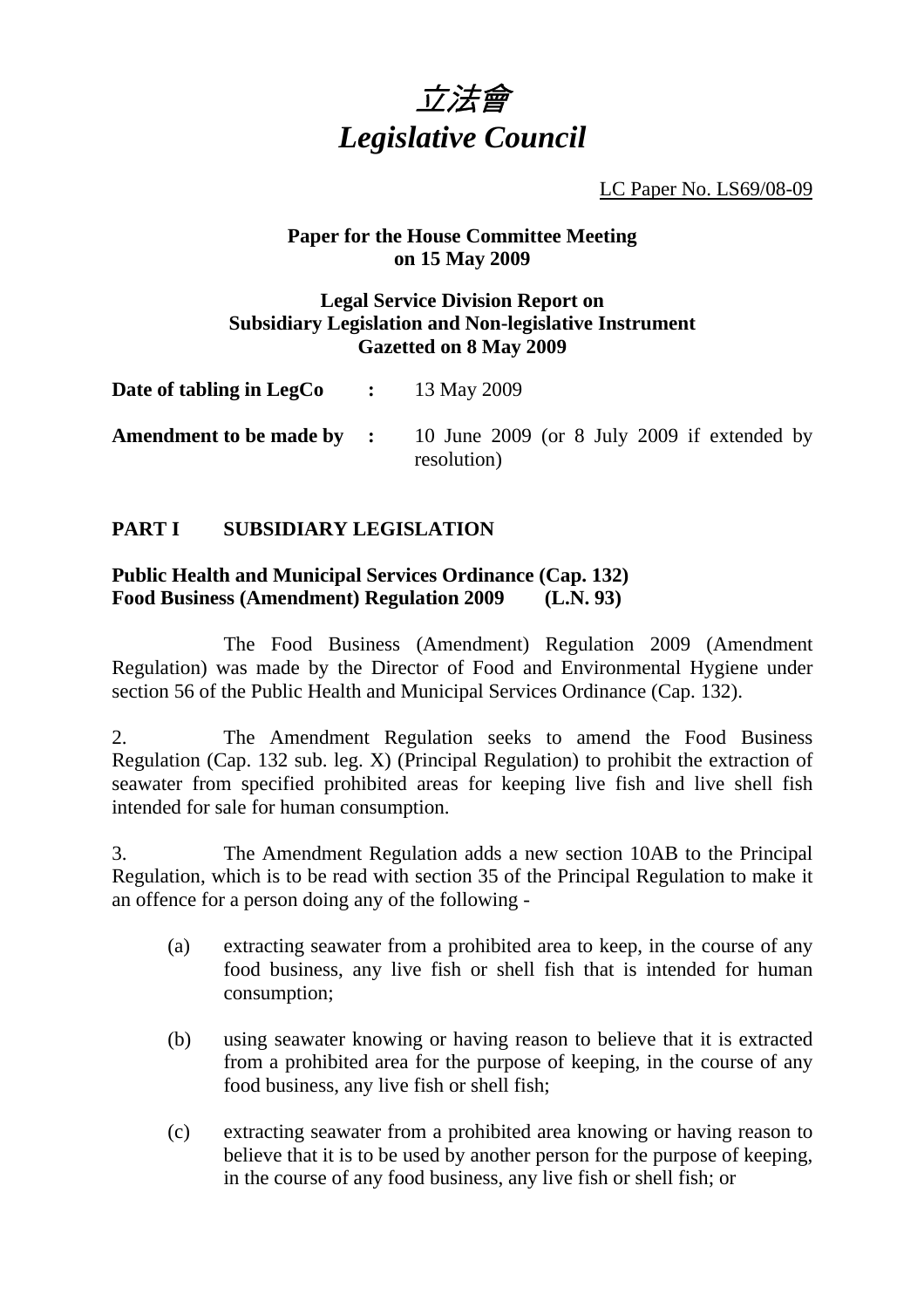# *立法會*
# *Legislative Council*

LC Paper No. LS69/08-09

**Paper for the House Committee Meeting on 15 May 2009**

**Legal Service Division Report on Subsidiary Legislation and Non-legislative Instrument Gazetted on 8 May 2009**

| | | |
|---|---|---|
| **Date of tabling in LegCo** | **:** | 13 May 2009 |
| **Amendment to be made by** | **:** | 10 June 2009 (or 8 July 2009 if extended by resolution) |

## PART I SUBSIDIARY LEGISLATION

**Public Health and Municipal Services Ordinance (Cap. 132)**
**Food Business (Amendment) Regulation 2009 (L.N. 93)**

The Food Business (Amendment) Regulation 2009 (Amendment Regulation) was made by the Director of Food and Environmental Hygiene under section 56 of the Public Health and Municipal Services Ordinance (Cap. 132).

2. The Amendment Regulation seeks to amend the Food Business Regulation (Cap. 132 sub. leg. X) (Principal Regulation) to prohibit the extraction of seawater from specified prohibited areas for keeping live fish and live shell fish intended for sale for human consumption.

3. The Amendment Regulation adds a new section 10AB to the Principal Regulation, which is to be read with section 35 of the Principal Regulation to make it an offence for a person doing any of the following -

(a) extracting seawater from a prohibited area to keep, in the course of any food business, any live fish or shell fish that is intended for human consumption;

(b) using seawater knowing or having reason to believe that it is extracted from a prohibited area for the purpose of keeping, in the course of any food business, any live fish or shell fish;

(c) extracting seawater from a prohibited area knowing or having reason to believe that it is to be used by another person for the purpose of keeping, in the course of any food business, any live fish or shell fish; or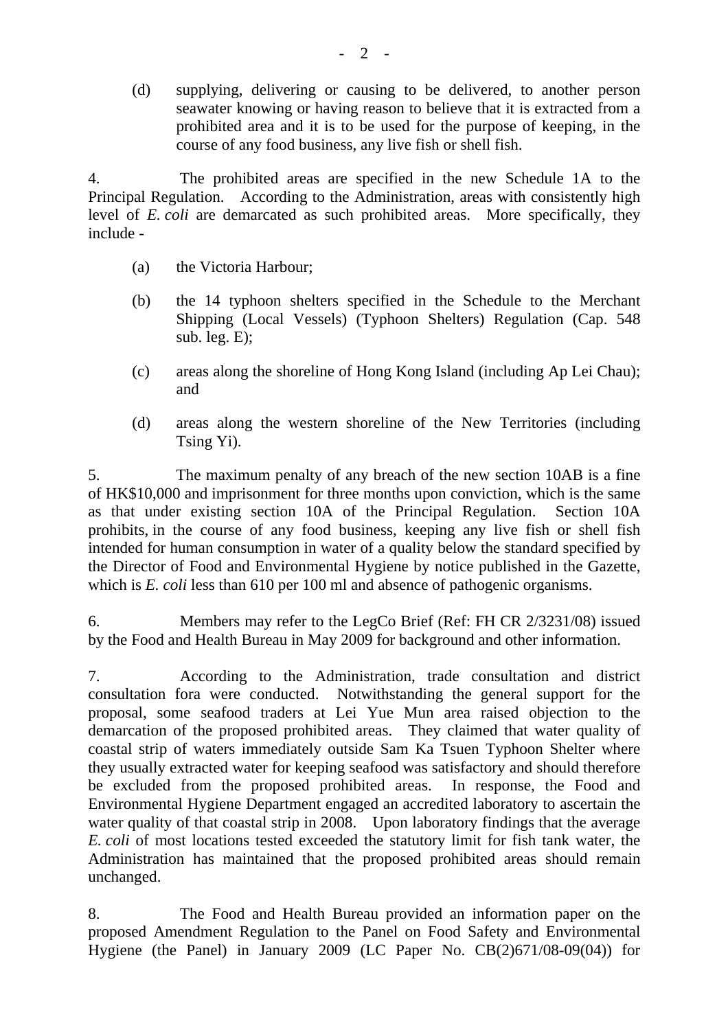(d) supplying, delivering or causing to be delivered, to another person seawater knowing or having reason to believe that it is extracted from a prohibited area and it is to be used for the purpose of keeping, in the course of any food business, any live fish or shell fish.

4. The prohibited areas are specified in the new Schedule 1A to the Principal Regulation. According to the Administration, areas with consistently high level of *E. coli* are demarcated as such prohibited areas. More specifically, they include -

(a) the Victoria Harbour;

(b) the 14 typhoon shelters specified in the Schedule to the Merchant Shipping (Local Vessels) (Typhoon Shelters) Regulation (Cap. 548 sub. leg. E);

(c) areas along the shoreline of Hong Kong Island (including Ap Lei Chau); and

(d) areas along the western shoreline of the New Territories (including Tsing Yi).

5. The maximum penalty of any breach of the new section 10AB is a fine of HK$10,000 and imprisonment for three months upon conviction, which is the same as that under existing section 10A of the Principal Regulation. Section 10A prohibits, in the course of any food business, keeping any live fish or shell fish intended for human consumption in water of a quality below the standard specified by the Director of Food and Environmental Hygiene by notice published in the Gazette, which is *E. coli* less than 610 per 100 ml and absence of pathogenic organisms.

6. Members may refer to the LegCo Brief (Ref: FH CR 2/3231/08) issued by the Food and Health Bureau in May 2009 for background and other information.

7. According to the Administration, trade consultation and district consultation fora were conducted. Notwithstanding the general support for the proposal, some seafood traders at Lei Yue Mun area raised objection to the demarcation of the proposed prohibited areas. They claimed that water quality of coastal strip of waters immediately outside Sam Ka Tsuen Typhoon Shelter where they usually extracted water for keeping seafood was satisfactory and should therefore be excluded from the proposed prohibited areas. In response, the Food and Environmental Hygiene Department engaged an accredited laboratory to ascertain the water quality of that coastal strip in 2008. Upon laboratory findings that the average *E. coli* of most locations tested exceeded the statutory limit for fish tank water, the Administration has maintained that the proposed prohibited areas should remain unchanged.

8. The Food and Health Bureau provided an information paper on the proposed Amendment Regulation to the Panel on Food Safety and Environmental Hygiene (the Panel) in January 2009 (LC Paper No. CB(2)671/08-09(04)) for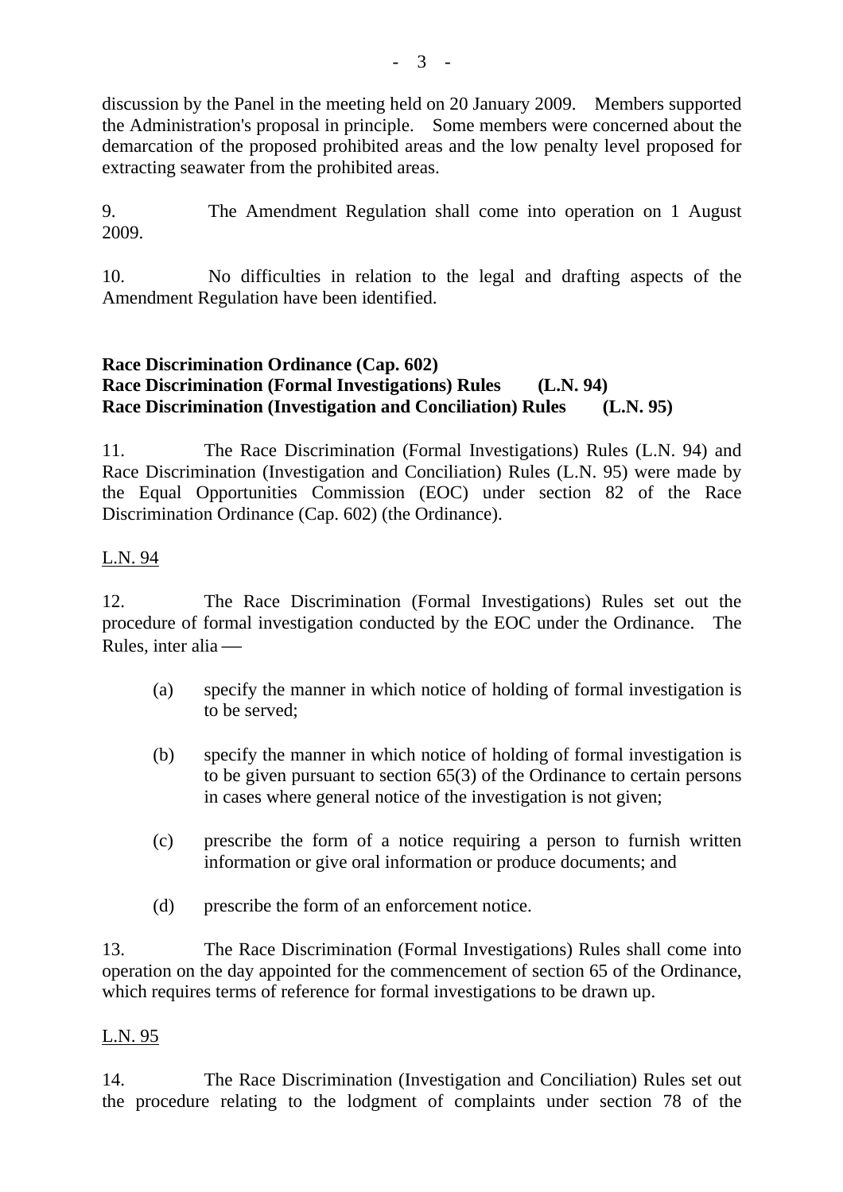discussion by the Panel in the meeting held on 20 January 2009. Members supported the Administration's proposal in principle. Some members were concerned about the demarcation of the proposed prohibited areas and the low penalty level proposed for extracting seawater from the prohibited areas.

9. The Amendment Regulation shall come into operation on 1 August 2009.

10. No difficulties in relation to the legal and drafting aspects of the Amendment Regulation have been identified.

**Race Discrimination Ordinance (Cap. 602)**
**Race Discrimination (Formal Investigations) Rules (L.N. 94)**
**Race Discrimination (Investigation and Conciliation) Rules (L.N. 95)**

11. The Race Discrimination (Formal Investigations) Rules (L.N. 94) and Race Discrimination (Investigation and Conciliation) Rules (L.N. 95) were made by the Equal Opportunities Commission (EOC) under section 82 of the Race Discrimination Ordinance (Cap. 602) (the Ordinance).

<u>L.N. 94</u>

12. The Race Discrimination (Formal Investigations) Rules set out the procedure of formal investigation conducted by the EOC under the Ordinance. The Rules, inter alia —

(a) specify the manner in which notice of holding of formal investigation is to be served;

(b) specify the manner in which notice of holding of formal investigation is to be given pursuant to section 65(3) of the Ordinance to certain persons in cases where general notice of the investigation is not given;

(c) prescribe the form of a notice requiring a person to furnish written information or give oral information or produce documents; and

(d) prescribe the form of an enforcement notice.

13. The Race Discrimination (Formal Investigations) Rules shall come into operation on the day appointed for the commencement of section 65 of the Ordinance, which requires terms of reference for formal investigations to be drawn up.

<u>L.N. 95</u>

14. The Race Discrimination (Investigation and Conciliation) Rules set out the procedure relating to the lodgment of complaints under section 78 of the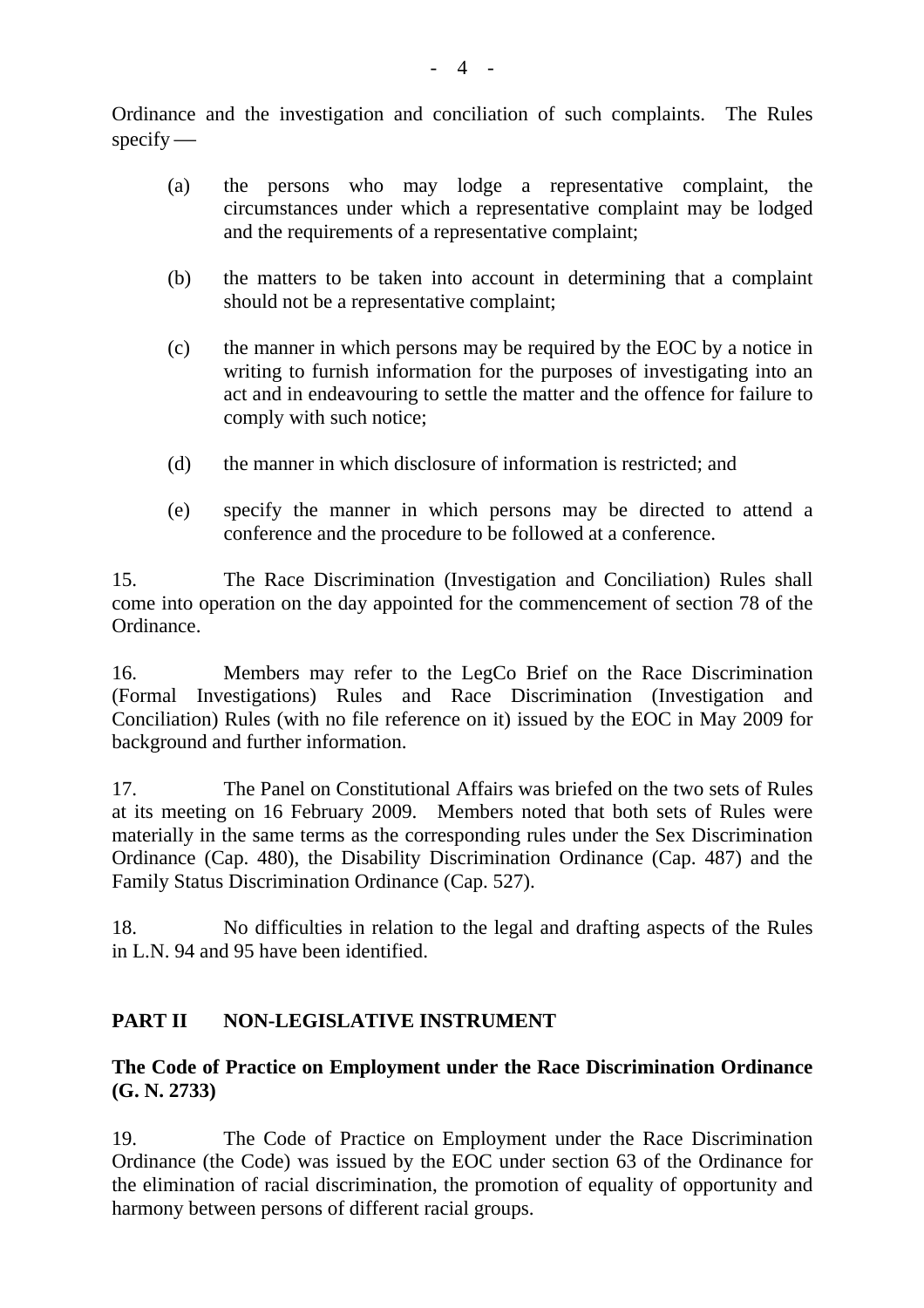Ordinance and the investigation and conciliation of such complaints. The Rules specify ––

(a) the persons who may lodge a representative complaint, the circumstances under which a representative complaint may be lodged and the requirements of a representative complaint;

(b) the matters to be taken into account in determining that a complaint should not be a representative complaint;

(c) the manner in which persons may be required by the EOC by a notice in writing to furnish information for the purposes of investigating into an act and in endeavouring to settle the matter and the offence for failure to comply with such notice;

(d) the manner in which disclosure of information is restricted; and

(e) specify the manner in which persons may be directed to attend a conference and the procedure to be followed at a conference.

15. The Race Discrimination (Investigation and Conciliation) Rules shall come into operation on the day appointed for the commencement of section 78 of the Ordinance.

16. Members may refer to the LegCo Brief on the Race Discrimination (Formal Investigations) Rules and Race Discrimination (Investigation and Conciliation) Rules (with no file reference on it) issued by the EOC in May 2009 for background and further information.

17. The Panel on Constitutional Affairs was briefed on the two sets of Rules at its meeting on 16 February 2009. Members noted that both sets of Rules were materially in the same terms as the corresponding rules under the Sex Discrimination Ordinance (Cap. 480), the Disability Discrimination Ordinance (Cap. 487) and the Family Status Discrimination Ordinance (Cap. 527).

18. No difficulties in relation to the legal and drafting aspects of the Rules in L.N. 94 and 95 have been identified.

## PART II NON-LEGISLATIVE INSTRUMENT

### The Code of Practice on Employment under the Race Discrimination Ordinance (G. N. 2733)

19. The Code of Practice on Employment under the Race Discrimination Ordinance (the Code) was issued by the EOC under section 63 of the Ordinance for the elimination of racial discrimination, the promotion of equality of opportunity and harmony between persons of different racial groups.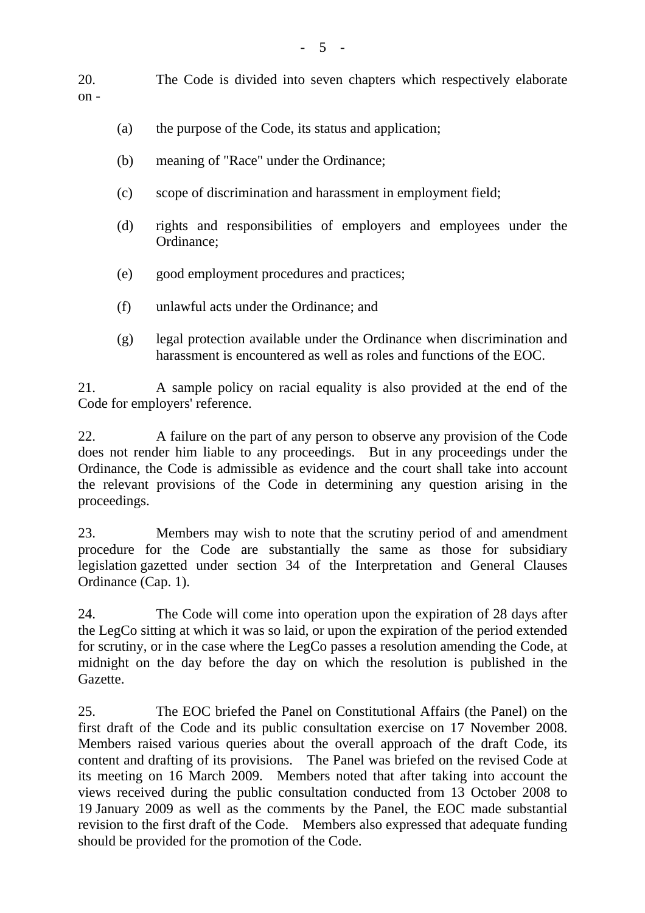20. The Code is divided into seven chapters which respectively elaborate on -

(a) the purpose of the Code, its status and application;

(b) meaning of "Race" under the Ordinance;

(c) scope of discrimination and harassment in employment field;

(d) rights and responsibilities of employers and employees under the Ordinance;

(e) good employment procedures and practices;

(f) unlawful acts under the Ordinance; and

(g) legal protection available under the Ordinance when discrimination and harassment is encountered as well as roles and functions of the EOC.

21. A sample policy on racial equality is also provided at the end of the Code for employers' reference.

22. A failure on the part of any person to observe any provision of the Code does not render him liable to any proceedings. But in any proceedings under the Ordinance, the Code is admissible as evidence and the court shall take into account the relevant provisions of the Code in determining any question arising in the proceedings.

23. Members may wish to note that the scrutiny period of and amendment procedure for the Code are substantially the same as those for subsidiary legislation gazetted under section 34 of the Interpretation and General Clauses Ordinance (Cap. 1).

24. The Code will come into operation upon the expiration of 28 days after the LegCo sitting at which it was so laid, or upon the expiration of the period extended for scrutiny, or in the case where the LegCo passes a resolution amending the Code, at midnight on the day before the day on which the resolution is published in the Gazette.

25. The EOC briefed the Panel on Constitutional Affairs (the Panel) on the first draft of the Code and its public consultation exercise on 17 November 2008. Members raised various queries about the overall approach of the draft Code, its content and drafting of its provisions. The Panel was briefed on the revised Code at its meeting on 16 March 2009. Members noted that after taking into account the views received during the public consultation conducted from 13 October 2008 to 19 January 2009 as well as the comments by the Panel, the EOC made substantial revision to the first draft of the Code. Members also expressed that adequate funding should be provided for the promotion of the Code.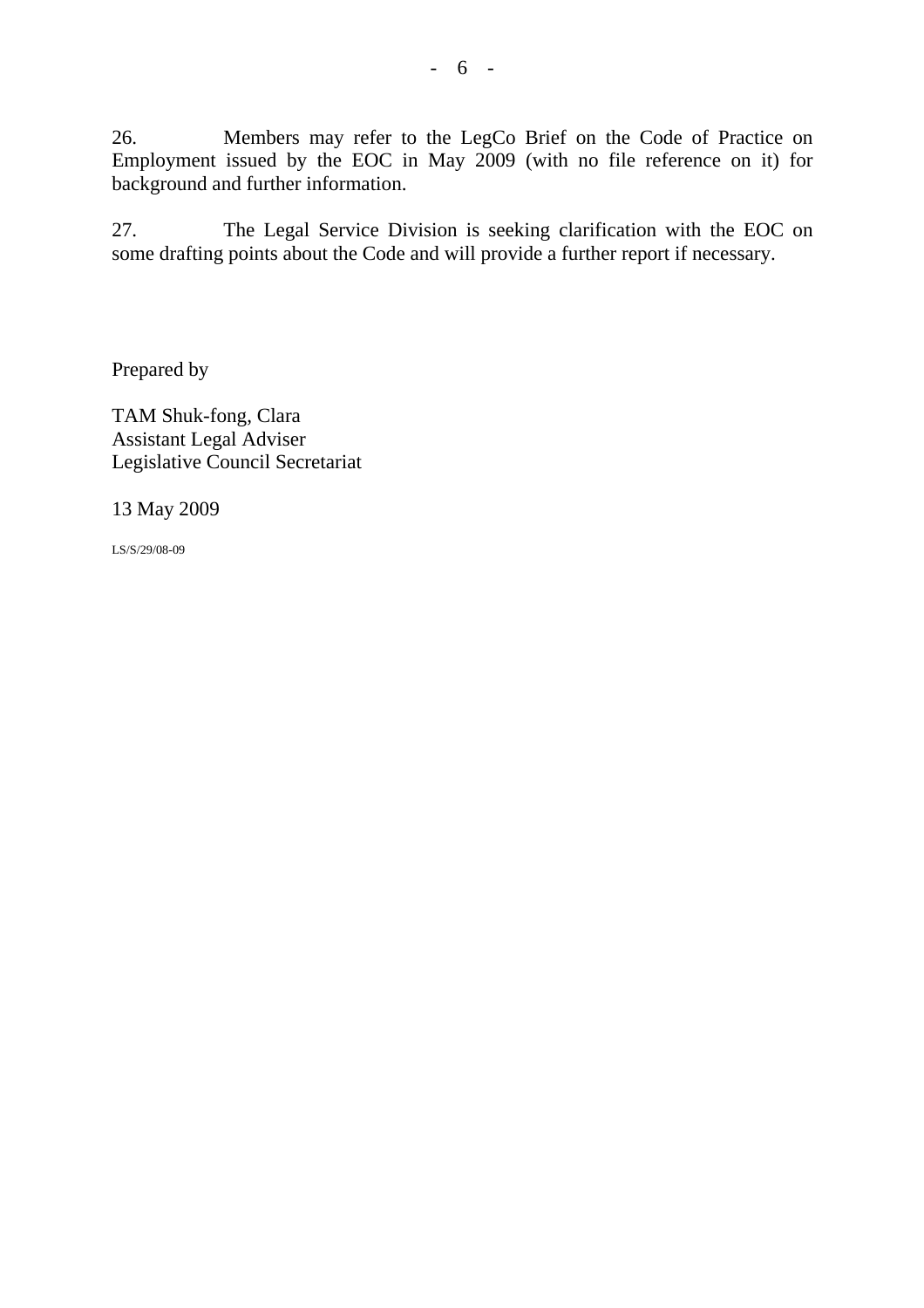26. Members may refer to the LegCo Brief on the Code of Practice on Employment issued by the EOC in May 2009 (with no file reference on it) for background and further information.

27. The Legal Service Division is seeking clarification with the EOC on some drafting points about the Code and will provide a further report if necessary.

Prepared by

TAM Shuk-fong, Clara
Assistant Legal Adviser
Legislative Council Secretariat

13 May 2009

LS/S/29/08-09